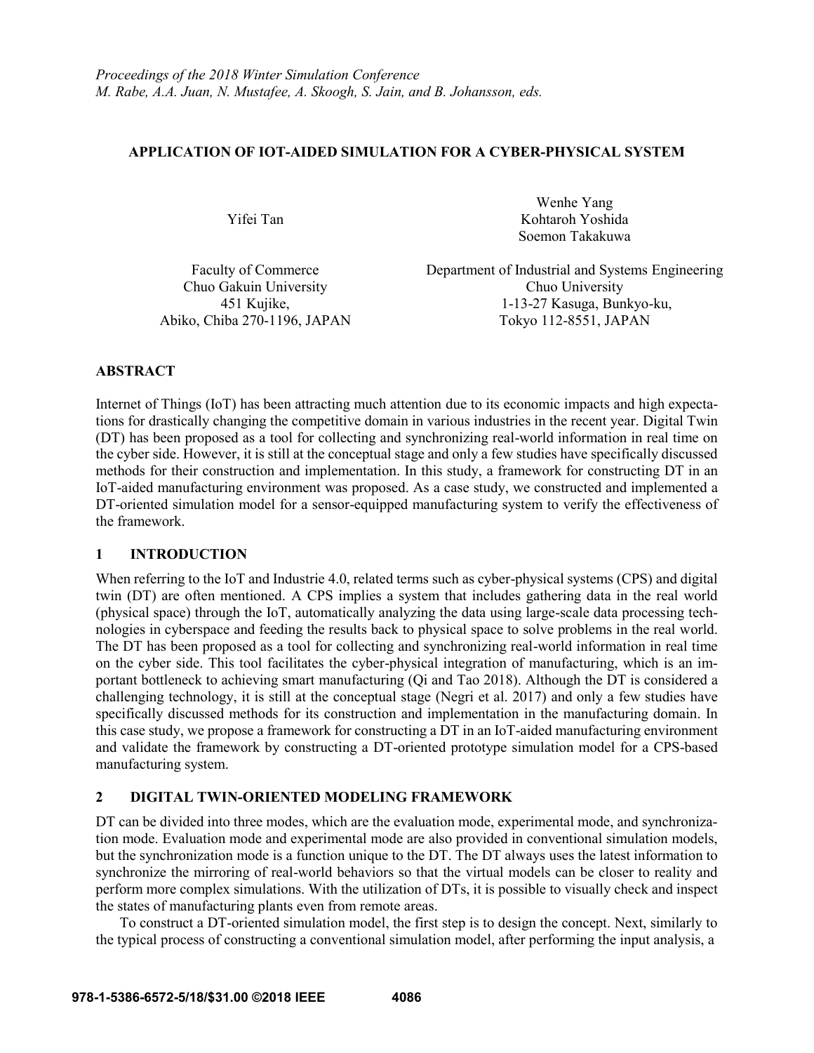*Proceedings of the 2018 Winter Simulation Conference*
*M. Rabe, A.A. Juan, N. Mustafee, A. Skoogh, S. Jain, and B. Johansson, eds.*

# APPLICATION OF IOT-AIDED SIMULATION FOR A CYBER-PHYSICAL SYSTEM

Yifei Tan

Faculty of Commerce
Chuo Gakuin University
451 Kujike,
Abiko, Chiba 270-1196, JAPAN

Wenhe Yang
Kohtaroh Yoshida
Soemon Takakuwa

Department of Industrial and Systems Engineering
Chuo University
1-13-27 Kasuga, Bunkyo-ku,
Tokyo 112-8551, JAPAN

## ABSTRACT

Internet of Things (IoT) has been attracting much attention due to its economic impacts and high expectations for drastically changing the competitive domain in various industries in the recent year. Digital Twin (DT) has been proposed as a tool for collecting and synchronizing real-world information in real time on the cyber side. However, it is still at the conceptual stage and only a few studies have specifically discussed methods for their construction and implementation. In this study, a framework for constructing DT in an IoT-aided manufacturing environment was proposed. As a case study, we constructed and implemented a DT-oriented simulation model for a sensor-equipped manufacturing system to verify the effectiveness of the framework.

## 1 INTRODUCTION

When referring to the IoT and Industrie 4.0, related terms such as cyber-physical systems (CPS) and digital twin (DT) are often mentioned. A CPS implies a system that includes gathering data in the real world (physical space) through the IoT, automatically analyzing the data using large-scale data processing technologies in cyberspace and feeding the results back to physical space to solve problems in the real world. The DT has been proposed as a tool for collecting and synchronizing real-world information in real time on the cyber side. This tool facilitates the cyber-physical integration of manufacturing, which is an important bottleneck to achieving smart manufacturing (Qi and Tao 2018). Although the DT is considered a challenging technology, it is still at the conceptual stage (Negri et al. 2017) and only a few studies have specifically discussed methods for its construction and implementation in the manufacturing domain. In this case study, we propose a framework for constructing a DT in an IoT-aided manufacturing environment and validate the framework by constructing a DT-oriented prototype simulation model for a CPS-based manufacturing system.

## 2 DIGITAL TWIN-ORIENTED MODELING FRAMEWORK

DT can be divided into three modes, which are the evaluation mode, experimental mode, and synchronization mode. Evaluation mode and experimental mode are also provided in conventional simulation models, but the synchronization mode is a function unique to the DT. The DT always uses the latest information to synchronize the mirroring of real-world behaviors so that the virtual models can be closer to reality and perform more complex simulations. With the utilization of DTs, it is possible to visually check and inspect the states of manufacturing plants even from remote areas.

To construct a DT-oriented simulation model, the first step is to design the concept. Next, similarly to the typical process of constructing a conventional simulation model, after performing the input analysis, a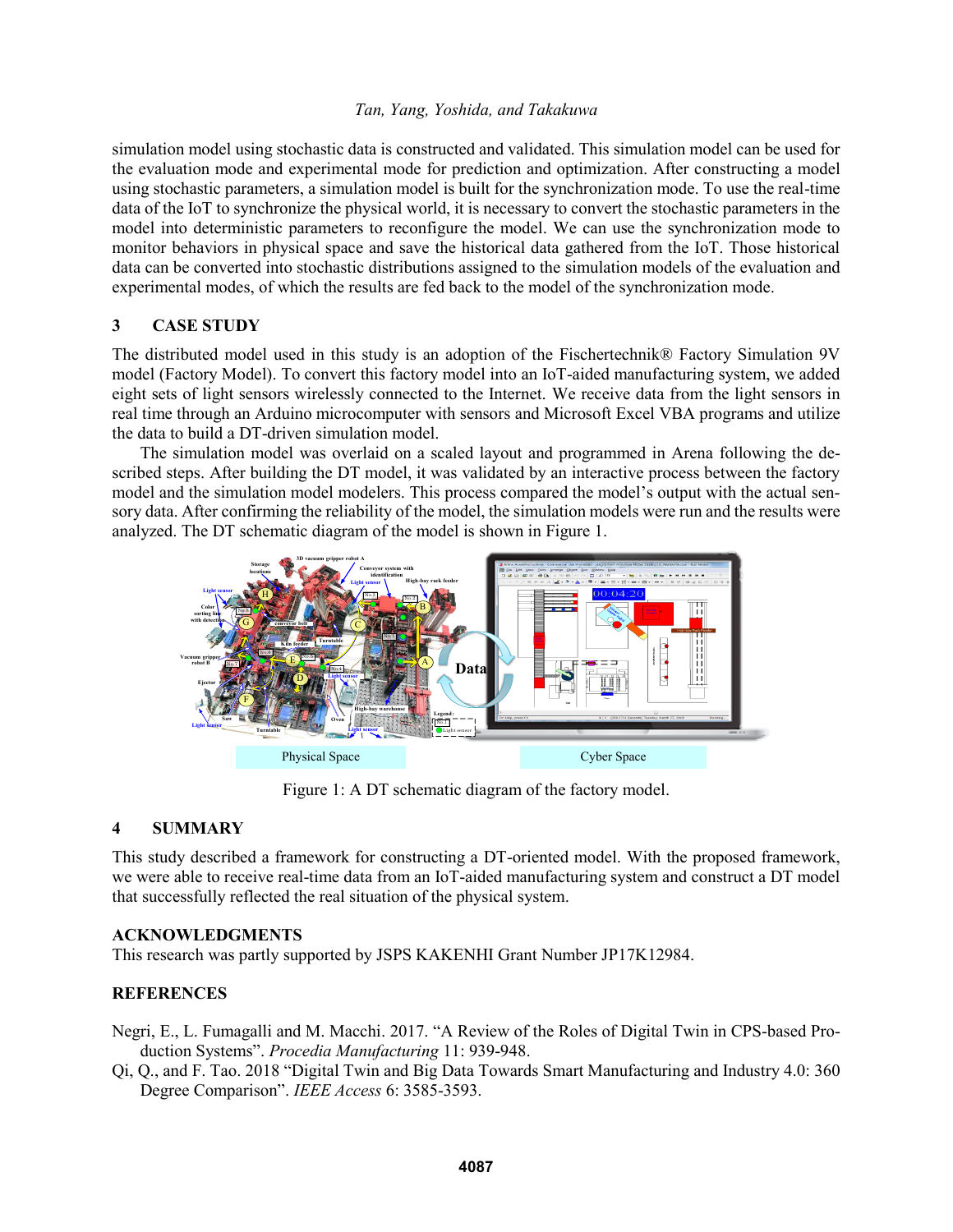simulation model using stochastic data is constructed and validated. This simulation model can be used for the evaluation mode and experimental mode for prediction and optimization. After constructing a model using stochastic parameters, a simulation model is built for the synchronization mode. To use the real-time data of the IoT to synchronize the physical world, it is necessary to convert the stochastic parameters in the model into deterministic parameters to reconfigure the model. We can use the synchronization mode to monitor behaviors in physical space and save the historical data gathered from the IoT. Those historical data can be converted into stochastic distributions assigned to the simulation models of the evaluation and experimental modes, of which the results are fed back to the model of the synchronization mode.

## 3 CASE STUDY

The distributed model used in this study is an adoption of the Fischertechnik® Factory Simulation 9V model (Factory Model). To convert this factory model into an IoT-aided manufacturing system, we added eight sets of light sensors wirelessly connected to the Internet. We receive data from the light sensors in real time through an Arduino microcomputer with sensors and Microsoft Excel VBA programs and utilize the data to build a DT-driven simulation model.

The simulation model was overlaid on a scaled layout and programmed in Arena following the described steps. After building the DT model, it was validated by an interactive process between the factory model and the simulation model modelers. This process compared the model's output with the actual sensory data. After confirming the reliability of the model, the simulation models were run and the results were analyzed. The DT schematic diagram of the model is shown in Figure 1.

Physical Space

Data

Cyber Space

Figure 1: A DT schematic diagram of the factory model.

## 4 SUMMARY

This study described a framework for constructing a DT-oriented model. With the proposed framework, we were able to receive real-time data from an IoT-aided manufacturing system and construct a DT model that successfully reflected the real situation of the physical system.

## ACKNOWLEDGMENTS

This research was partly supported by JSPS KAKENHI Grant Number JP17K12984.

## REFERENCES

Negri, E., L. Fumagalli and M. Macchi. 2017. "A Review of the Roles of Digital Twin in CPS-based Production Systems". *Procedia Manufacturing* 11: 939-948.

Qi, Q., and F. Tao. 2018 "Digital Twin and Big Data Towards Smart Manufacturing and Industry 4.0: 360 Degree Comparison". *IEEE Access* 6: 3585-3593.